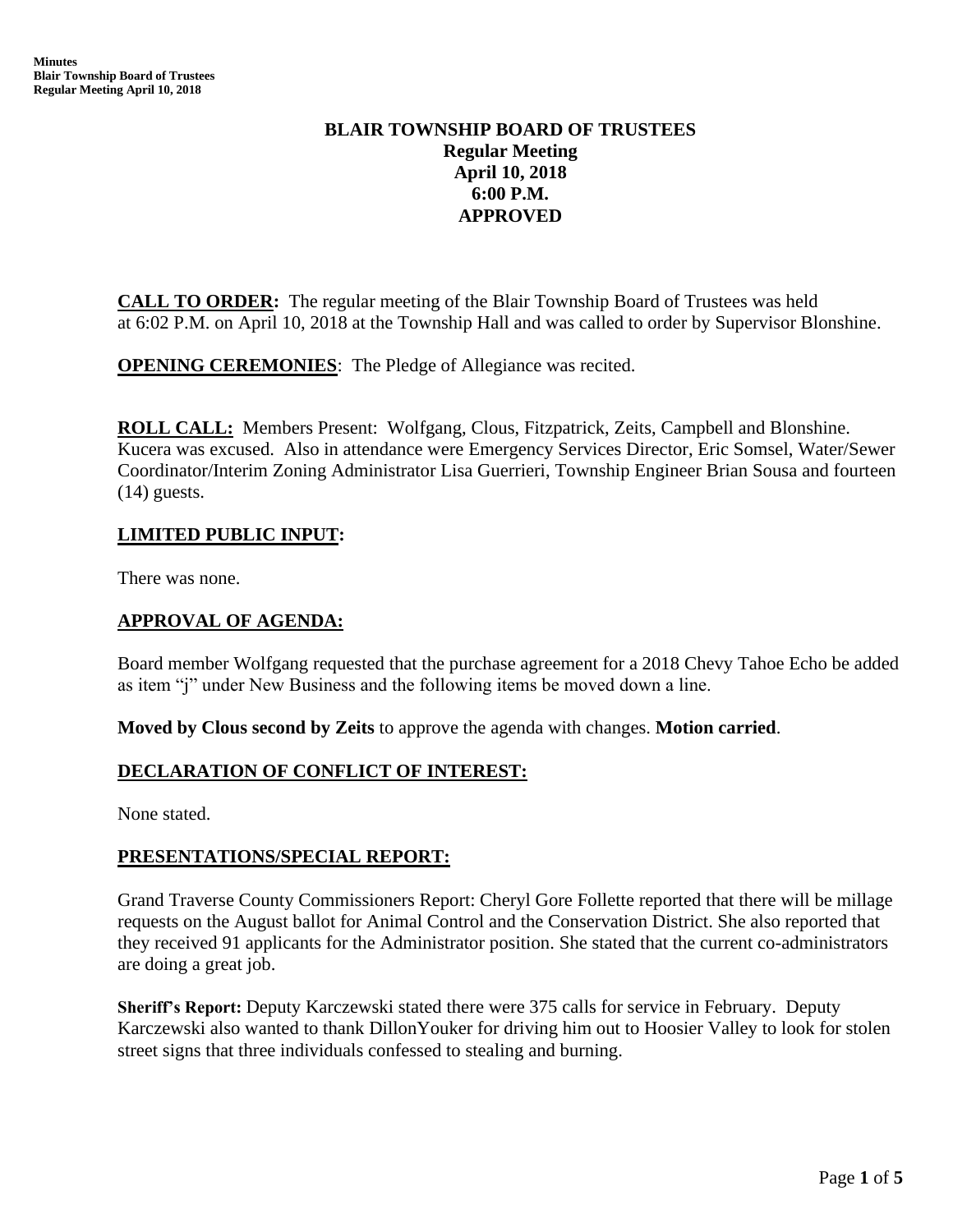# BLAIR TOWNSHIP BOARD OF TRUSTEES
**Regular Meeting**
**April 10, 2018**
**6:00 P.M.**
**APPROVED**

**CALL TO ORDER:** The regular meeting of the Blair Township Board of Trustees was held at 6:02 P.M. on April 10, 2018 at the Township Hall and was called to order by Supervisor Blonshine.

**OPENING CEREMONIES**: The Pledge of Allegiance was recited.

**ROLL CALL:** Members Present: Wolfgang, Clous, Fitzpatrick, Zeits, Campbell and Blonshine. Kucera was excused. Also in attendance were Emergency Services Director, Eric Somsel, Water/Sewer Coordinator/Interim Zoning Administrator Lisa Guerrieri, Township Engineer Brian Sousa and fourteen (14) guests.

## LIMITED PUBLIC INPUT:

There was none.

## APPROVAL OF AGENDA:

Board member Wolfgang requested that the purchase agreement for a 2018 Chevy Tahoe Echo be added as item "j" under New Business and the following items be moved down a line.

**Moved by Clous second by Zeits** to approve the agenda with changes. **Motion carried**.

## DECLARATION OF CONFLICT OF INTEREST:

None stated.

## PRESENTATIONS/SPECIAL REPORT:

Grand Traverse County Commissioners Report: Cheryl Gore Follette reported that there will be millage requests on the August ballot for Animal Control and the Conservation District. She also reported that they received 91 applicants for the Administrator position. She stated that the current co-administrators are doing a great job.

**Sheriff's Report:** Deputy Karczewski stated there were 375 calls for service in February. Deputy Karczewski also wanted to thank DillonYouker for driving him out to Hoosier Valley to look for stolen street signs that three individuals confessed to stealing and burning.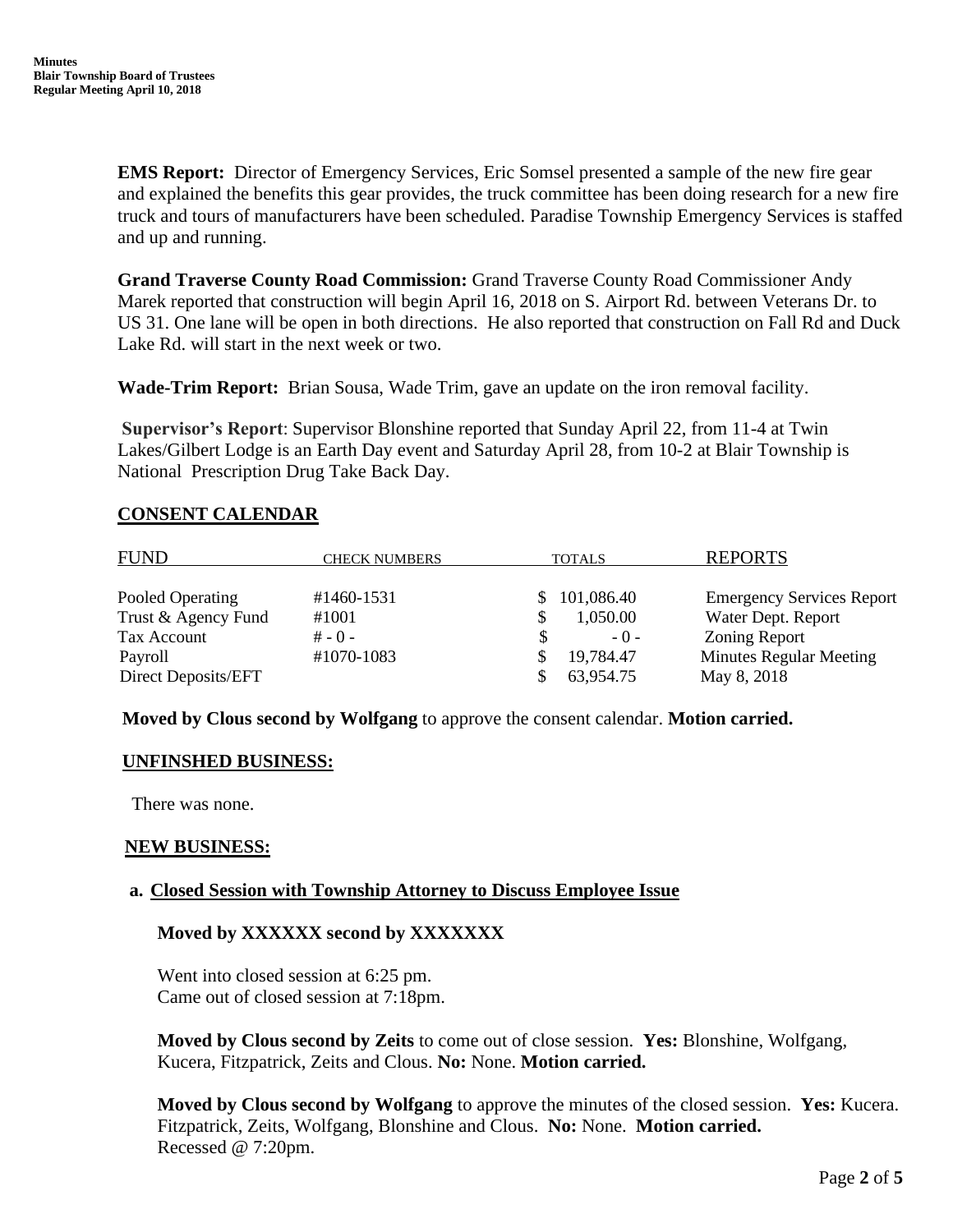**EMS Report:** Director of Emergency Services, Eric Somsel presented a sample of the new fire gear and explained the benefits this gear provides, the truck committee has been doing research for a new fire truck and tours of manufacturers have been scheduled. Paradise Township Emergency Services is staffed and up and running.

**Grand Traverse County Road Commission:** Grand Traverse County Road Commissioner Andy Marek reported that construction will begin April 16, 2018 on S. Airport Rd. between Veterans Dr. to US 31. One lane will be open in both directions. He also reported that construction on Fall Rd and Duck Lake Rd. will start in the next week or two.

**Wade-Trim Report:** Brian Sousa, Wade Trim, gave an update on the iron removal facility.

**Supervisor's Report**: Supervisor Blonshine reported that Sunday April 22, from 11-4 at Twin Lakes/Gilbert Lodge is an Earth Day event and Saturday April 28, from 10-2 at Blair Township is National Prescription Drug Take Back Day.

## CONSENT CALENDAR

| FUND | CHECK NUMBERS | TOTALS | REPORTS |
|---|---|---|---|
| Pooled Operating | #1460-1531 | $ 101,086.40 | Emergency Services Report |
| Trust & Agency Fund | #1001 | $ 1,050.00 | Water Dept. Report |
| Tax Account | # - 0 - | $ - 0 - | Zoning Report |
| Payroll | #1070-1083 | $ 19,784.47 | Minutes Regular Meeting |
| Direct Deposits/EFT | | $ 63,954.75 | May 8, 2018 |

**Moved by Clous second by Wolfgang** to approve the consent calendar. **Motion carried.**

## UNFINSHED BUSINESS:

There was none.

## NEW BUSINESS:

**a. Closed Session with Township Attorney to Discuss Employee Issue**

**Moved by XXXXXX second by XXXXXXX**

Went into closed session at 6:25 pm.
Came out of closed session at 7:18pm.

**Moved by Clous second by Zeits** to come out of close session. **Yes:** Blonshine, Wolfgang, Kucera, Fitzpatrick, Zeits and Clous. **No:** None. **Motion carried.**

**Moved by Clous second by Wolfgang** to approve the minutes of the closed session. **Yes:** Kucera. Fitzpatrick, Zeits, Wolfgang, Blonshine and Clous. **No:** None. **Motion carried.**
Recessed @ 7:20pm.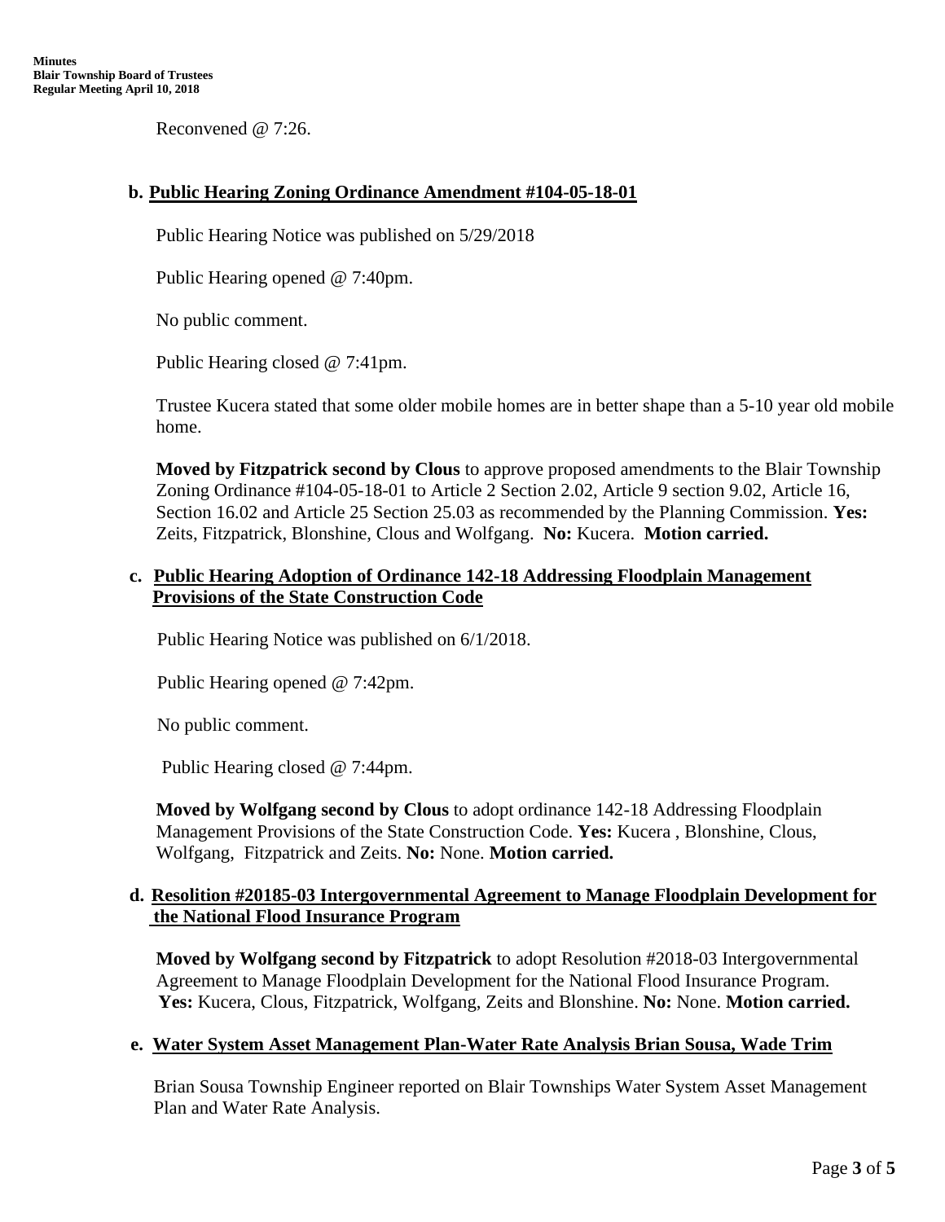Reconvened @ 7:26.

**b. Public Hearing Zoning Ordinance Amendment #104-05-18-01**

Public Hearing Notice was published on 5/29/2018

Public Hearing opened @ 7:40pm.

No public comment.

Public Hearing closed @ 7:41pm.

Trustee Kucera stated that some older mobile homes are in better shape than a 5-10 year old mobile home.

**Moved by Fitzpatrick second by Clous** to approve proposed amendments to the Blair Township Zoning Ordinance #104-05-18-01 to Article 2 Section 2.02, Article 9 section 9.02, Article 16, Section 16.02 and Article 25 Section 25.03 as recommended by the Planning Commission. **Yes:** Zeits, Fitzpatrick, Blonshine, Clous and Wolfgang. **No:** Kucera. **Motion carried.**

**c. Public Hearing Adoption of Ordinance 142-18 Addressing Floodplain Management Provisions of the State Construction Code**

Public Hearing Notice was published on 6/1/2018.

Public Hearing opened @ 7:42pm.

No public comment.

Public Hearing closed @ 7:44pm.

**Moved by Wolfgang second by Clous** to adopt ordinance 142-18 Addressing Floodplain Management Provisions of the State Construction Code. **Yes:** Kucera , Blonshine, Clous, Wolfgang, Fitzpatrick and Zeits. **No:** None. **Motion carried.**

**d. Resolition #20185-03 Intergovernmental Agreement to Manage Floodplain Development for the National Flood Insurance Program**

**Moved by Wolfgang second by Fitzpatrick** to adopt Resolution #2018-03 Intergovernmental Agreement to Manage Floodplain Development for the National Flood Insurance Program. **Yes:** Kucera, Clous, Fitzpatrick, Wolfgang, Zeits and Blonshine. **No:** None. **Motion carried.**

**e. Water System Asset Management Plan-Water Rate Analysis Brian Sousa, Wade Trim**

Brian Sousa Township Engineer reported on Blair Townships Water System Asset Management Plan and Water Rate Analysis.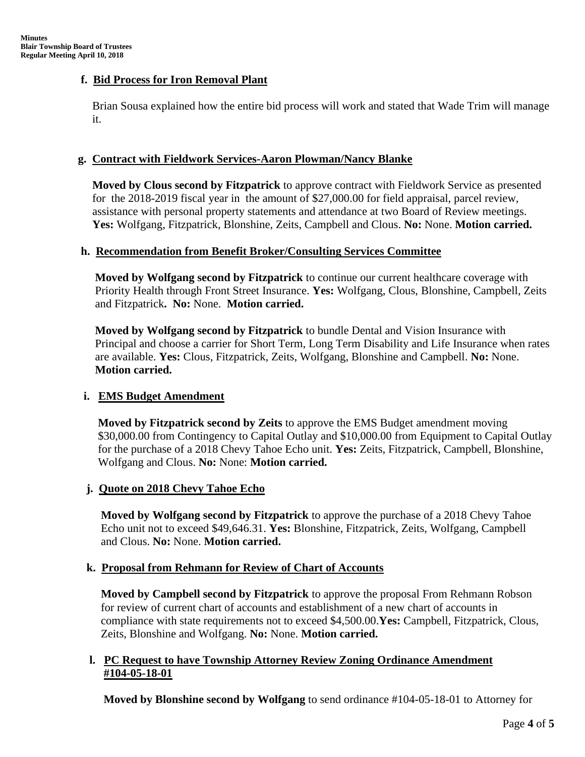**f. Bid Process for Iron Removal Plant**

Brian Sousa explained how the entire bid process will work and stated that Wade Trim will manage it.

**g. Contract with Fieldwork Services-Aaron Plowman/Nancy Blanke**

**Moved by Clous second by Fitzpatrick** to approve contract with Fieldwork Service as presented for the 2018-2019 fiscal year in the amount of $27,000.00 for field appraisal, parcel review, assistance with personal property statements and attendance at two Board of Review meetings. **Yes:** Wolfgang, Fitzpatrick, Blonshine, Zeits, Campbell and Clous. **No:** None. **Motion carried.**

**h. Recommendation from Benefit Broker/Consulting Services Committee**

**Moved by Wolfgang second by Fitzpatrick** to continue our current healthcare coverage with Priority Health through Front Street Insurance. **Yes:** Wolfgang, Clous, Blonshine, Campbell, Zeits and Fitzpatrick**. No:** None. **Motion carried.**

**Moved by Wolfgang second by Fitzpatrick** to bundle Dental and Vision Insurance with Principal and choose a carrier for Short Term, Long Term Disability and Life Insurance when rates are available. **Yes:** Clous, Fitzpatrick, Zeits, Wolfgang, Blonshine and Campbell. **No:** None. **Motion carried.**

**i. EMS Budget Amendment**

**Moved by Fitzpatrick second by Zeits** to approve the EMS Budget amendment moving $30,000.00 from Contingency to Capital Outlay and $10,000.00 from Equipment to Capital Outlay for the purchase of a 2018 Chevy Tahoe Echo unit. **Yes:** Zeits, Fitzpatrick, Campbell, Blonshine, Wolfgang and Clous. **No:** None: **Motion carried.**

**j. Quote on 2018 Chevy Tahoe Echo**

**Moved by Wolfgang second by Fitzpatrick** to approve the purchase of a 2018 Chevy Tahoe Echo unit not to exceed $49,646.31. **Yes:** Blonshine, Fitzpatrick, Zeits, Wolfgang, Campbell and Clous. **No:** None. **Motion carried.**

**k. Proposal from Rehmann for Review of Chart of Accounts**

**Moved by Campbell second by Fitzpatrick** to approve the proposal From Rehmann Robson for review of current chart of accounts and establishment of a new chart of accounts in compliance with state requirements not to exceed $4,500.00.**Yes:** Campbell, Fitzpatrick, Clous, Zeits, Blonshine and Wolfgang. **No:** None. **Motion carried.**

**l. PC Request to have Township Attorney Review Zoning Ordinance Amendment #104-05-18-01**

**Moved by Blonshine second by Wolfgang** to send ordinance #104-05-18-01 to Attorney for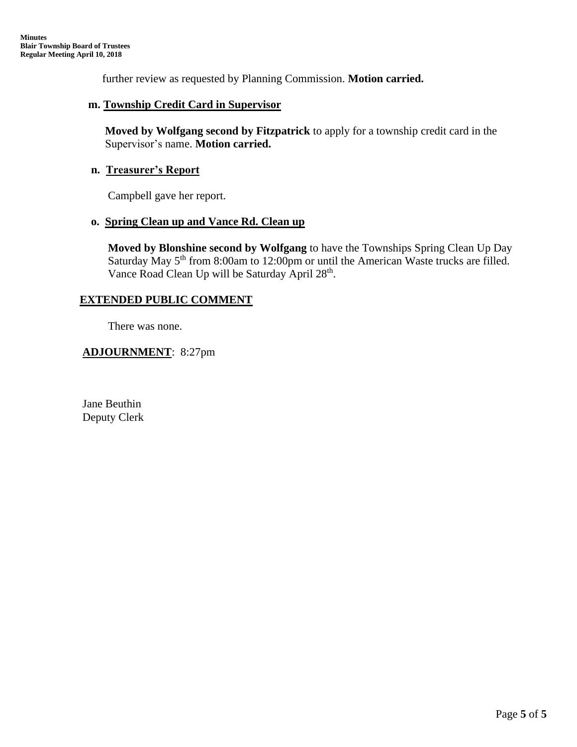further review as requested by Planning Commission. **Motion carried.**

**m. Township Credit Card in Supervisor**

**Moved by Wolfgang second by Fitzpatrick** to apply for a township credit card in the Supervisor's name. **Motion carried.**

**n. Treasurer's Report**

Campbell gave her report.

**o. Spring Clean up and Vance Rd. Clean up**

**Moved by Blonshine second by Wolfgang** to have the Townships Spring Clean Up Day Saturday May 5th from 8:00am to 12:00pm or until the American Waste trucks are filled. Vance Road Clean Up will be Saturday April 28th.

**EXTENDED PUBLIC COMMENT**

There was none.

**ADJOURNMENT**: 8:27pm

Jane Beuthin
Deputy Clerk